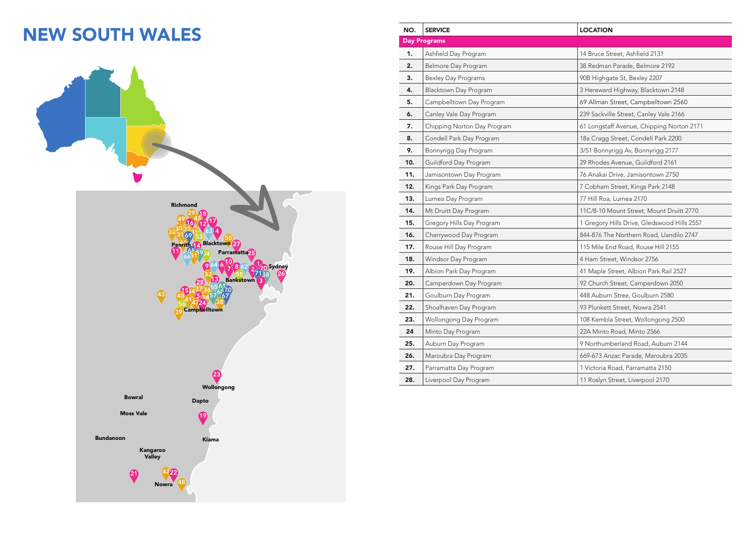# NEW SOUTH WALES

| NO. | SERVICE | LOCATION |
|---|---|---|
| **Day Programs** | | |
| 1. | Ashfield Day Program | 14 Bruce Street, Ashfield 2131 |
| 2. | Belmore Day Program | 38 Redman Parade, Belmore 2192 |
| 3. | Bexley Day Programs | 90B Highgate St, Bexley 2207 |
| 4. | Blacktown Day Program | 3 Hereward Highway, Blacktown 2148 |
| 5. | Campbelltown Day Program | 69 Allman Street, Campbelltown 2560 |
| 6. | Canley Vale Day Program | 239 Sackville Street, Canley Vale 2166 |
| 7. | Chipping Norton Day Program | 61 Longstaff Avenue, Chipping Norton 2171 |
| 8. | Condell Park Day Program | 18a Cragg Street, Condell Park 2200 |
| 9. | Bonnyrigg Day Program | 3/51 Bonnyrigg Av, Bonnyrigg 2177 |
| 10. | Guildford Day Program | 29 Rhodes Avenue, Guildford 2161 |
| 11. | Jamisontown Day Program | 76 Anakai Drive, Jamisontown 2750 |
| 12. | Kings Park Day Program | 7 Cobham Street, Kings Park 2148 |
| 13. | Lurnea Day Program | 77 Hill Roa, Lurnea 2170 |
| 14. | Mt Druitt Day Program | 11C/8-10 Mount Street, Mount Druitt 2770 |
| 15. | Gregory Hills Day Program | 1 Gregory Hills Drive, Gledswood Hills 2557 |
| 16. | Cherrywood Day Program | 844-876 The Northern Road, Llandilo 2747 |
| 17. | Rouse Hill Day Program | 115 Mile End Road, Rouse Hill 2155 |
| 18. | Windsor Day Program | 4 Ham Street, Windsor 2756 |
| 19. | Albion Park Day Program | 41 Maple Street, Albion Park Rail 2527 |
| 20. | Camperdown Day Program | 92 Church Street, Camperdown 2050 |
| 21. | Goulburn Day Program | 448 Auburn Stree, Goulburn 2580 |
| 22. | Shoalhaven Day Program | 93 Plunkett Street, Nowra 2541 |
| 23. | Wollongong Day Program | 108 Kembla Street, Wollongong 2500 |
| 24 | Minto Day Program | 22A Minto Road, Minto 2566 |
| 25. | Auburn Day Program | 9 Northumberland Road, Auburn 2144 |
| 26. | Maroubra Day Program | 669-673 Anzac Parade, Maroubra 2035 |
| 27. | Parramatta Day Program | 1 Victoria Road, Parramatta 2150 |
| 28. | Liverpool Day Program | 11 Roslyn Street, Liverpool 2170 |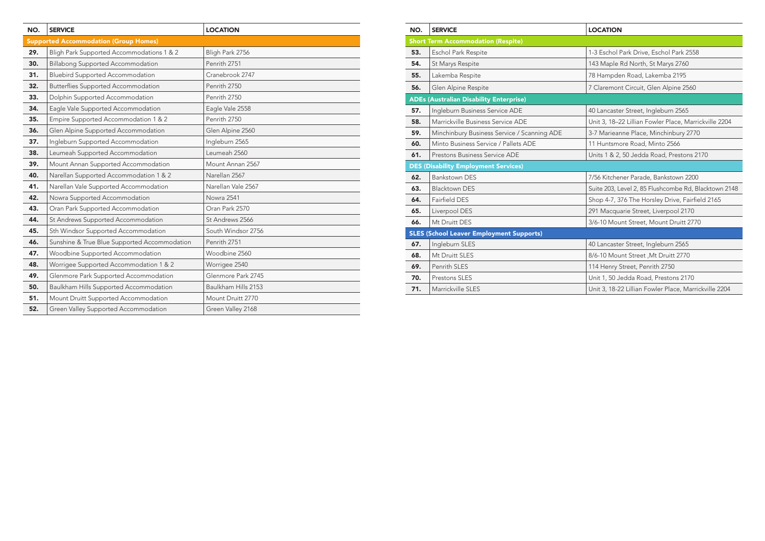| NO. | SERVICE | LOCATION |
|---|---|---|
| **Supported Accommodation (Group Homes)** | | |
| **29.** | Bligh Park Supported Accommodations 1 & 2 | Bligh Park 2756 |
| **30.** | Billabong Supported Accommodation | Penrith 2751 |
| **31.** | Bluebird Supported Accommodation | Cranebrook 2747 |
| **32.** | Butterflies Supported Accommodation | Penrith 2750 |
| **33.** | Dolphin Supported Accommodation | Penrith 2750 |
| **34.** | Eagle Vale Supported Accommodation | Eagle Vale 2558 |
| **35.** | Empire Supported Accommodation 1 & 2 | Penrith 2750 |
| **36.** | Glen Alpine Supported Accommodation | Glen Alpine 2560 |
| **37.** | Ingleburn Supported Accommodation | Ingleburn 2565 |
| **38.** | Leumeah Supported Accommodation | Leumeah 2560 |
| **39.** | Mount Annan Supported Accommodation | Mount Annan 2567 |
| **40.** | Narellan Supported Accommodation 1 & 2 | Narellan 2567 |
| **41.** | Narellan Vale Supported Accommodation | Narellan Vale 2567 |
| **42.** | Nowra Supported Accommodation | Nowra 2541 |
| **43.** | Oran Park Supported Accommodation | Oran Park 2570 |
| **44.** | St Andrews Supported Accommodation | St Andrews 2566 |
| **45.** | Sth Windsor Supported Accommodation | South Windsor 2756 |
| **46.** | Sunshine & True Blue Supported Accommodation | Penrith 2751 |
| **47.** | Woodbine Supported Accommodation | Woodbine 2560 |
| **48.** | Worrigee Supported Accommodation 1 & 2 | Worrigee 2540 |
| **49.** | Glenmore Park Supported Accommodation | Glenmore Park 2745 |
| **50.** | Baulkham Hills Supported Accommodation | Baulkham Hills 2153 |
| **51.** | Mount Druitt Supported Accommodation | Mount Druitt 2770 |
| **52.** | Green Valley Supported Accommodation | Green Valley 2168 |

| NO. | SERVICE | LOCATION |
|---|---|---|
| **Short Term Accommodation (Respite)** | | |
| **53.** | Eschol Park Respite | 1-3 Eschol Park Drive, Eschol Park 2558 |
| **54.** | St Marys Respite | 143 Maple Rd North, St Marys 2760 |
| **55.** | Lakemba Respite | 78 Hampden Road, Lakemba 2195 |
| **56.** | Glen Alpine Respite | 7 Claremont Circuit, Glen Alpine 2560 |
| **ADEs (Australian Disability Enterprise)** | | |
| **57.** | Ingleburn Business Service ADE | 40 Lancaster Street, Ingleburn 2565 |
| **58.** | Marrickville Business Service ADE | Unit 3, 18–22 Lillian Fowler Place, Marrickville 2204 |
| **59.** | Minchinbury Business Service / Scanning ADE | 3-7 Marieanne Place, Minchinbury 2770 |
| **60.** | Minto Business Service / Pallets ADE | 11 Huntsmore Road, Minto 2566 |
| **61.** | Prestons Business Service ADE | Units 1 & 2, 50 Jedda Road, Prestons 2170 |
| **DES (Disability Employment Services)** | | |
| **62.** | Bankstown DES | 7/56 Kitchener Parade, Bankstown 2200 |
| **63.** | Blacktown DES | Suite 203, Level 2, 85 Flushcombe Rd, Blacktown 2148 |
| **64.** | Fairfield DES | Shop 4-7, 376 The Horsley Drive, Fairfield 2165 |
| **65.** | Liverpool DES | 291 Macquarie Street, Liverpool 2170 |
| **66.** | Mt Druitt DES | 3/6-10 Mount Street, Mount Druitt 2770 |
| **SLES (School Leaver Employment Supports)** | | |
| **67.** | Ingleburn SLES | 40 Lancaster Street, Ingleburn 2565 |
| **68.** | Mt Druitt SLES | 8/6-10 Mount Street ,Mt Druitt 2770 |
| **69.** | Penrith SLES | 114 Henry Street, Penrith 2750 |
| **70.** | Prestons SLES | Unit 1, 50 Jedda Road, Prestons 2170 |
| **71.** | Marrickville SLES | Unit 3, 18-22 Lillian Fowler Place, Marrickville 2204 |